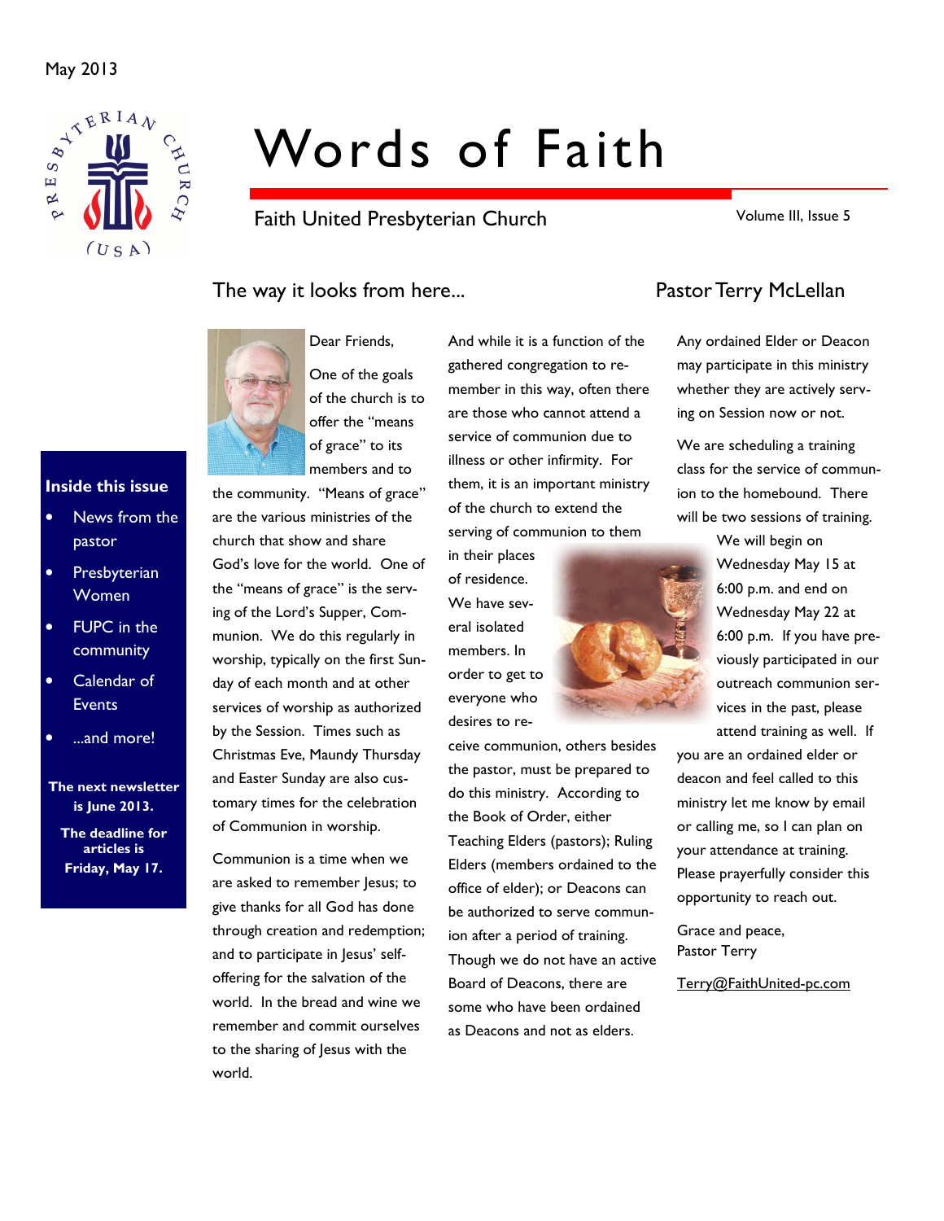May 2013

# Words of Faith

Faith United Presbyterian Church

Volume III, Issue 5

**Inside this issue**

- News from the pastor
- Presbyterian Women
- FUPC in the community
- Calendar of Events
- ...and more!

**The next newsletter is June 2013.**

**The deadline for articles is Friday, May 17.**

## The way it looks from here...

### Pastor Terry McLellan

Dear Friends,

One of the goals of the church is to offer the "means of grace" to its members and to the community. "Means of grace" are the various ministries of the church that show and share God's love for the world. One of the "means of grace" is the serving of the Lord's Supper, Communion. We do this regularly in worship, typically on the first Sunday of each month and at other services of worship as authorized by the Session. Times such as Christmas Eve, Maundy Thursday and Easter Sunday are also customary times for the celebration of Communion in worship.

Communion is a time when we are asked to remember Jesus; to give thanks for all God has done through creation and redemption; and to participate in Jesus' self-offering for the salvation of the world. In the bread and wine we remember and commit ourselves to the sharing of Jesus with the world.

And while it is a function of the gathered congregation to remember in this way, often there are those who cannot attend a service of communion due to illness or other infirmity. For them, it is an important ministry of the church to extend the serving of communion to them in their places of residence. We have several isolated members. In order to get to everyone who desires to receive communion, others besides the pastor, must be prepared to do this ministry. According to the Book of Order, either Teaching Elders (pastors); Ruling Elders (members ordained to the office of elder); or Deacons can be authorized to serve communion after a period of training. Though we do not have an active Board of Deacons, there are some who have been ordained as Deacons and not as elders.

Any ordained Elder or Deacon may participate in this ministry whether they are actively serving on Session now or not.

We are scheduling a training class for the service of communion to the homebound. There will be two sessions of training. We will begin on Wednesday May 15 at 6:00 p.m. and end on Wednesday May 22 at 6:00 p.m. If you have previously participated in our outreach communion services in the past, please attend training as well. If you are an ordained elder or deacon and feel called to this ministry let me know by email or calling me, so I can plan on your attendance at training. Please prayerfully consider this opportunity to reach out.

Grace and peace,
Pastor Terry

Terry@FaithUnited-pc.com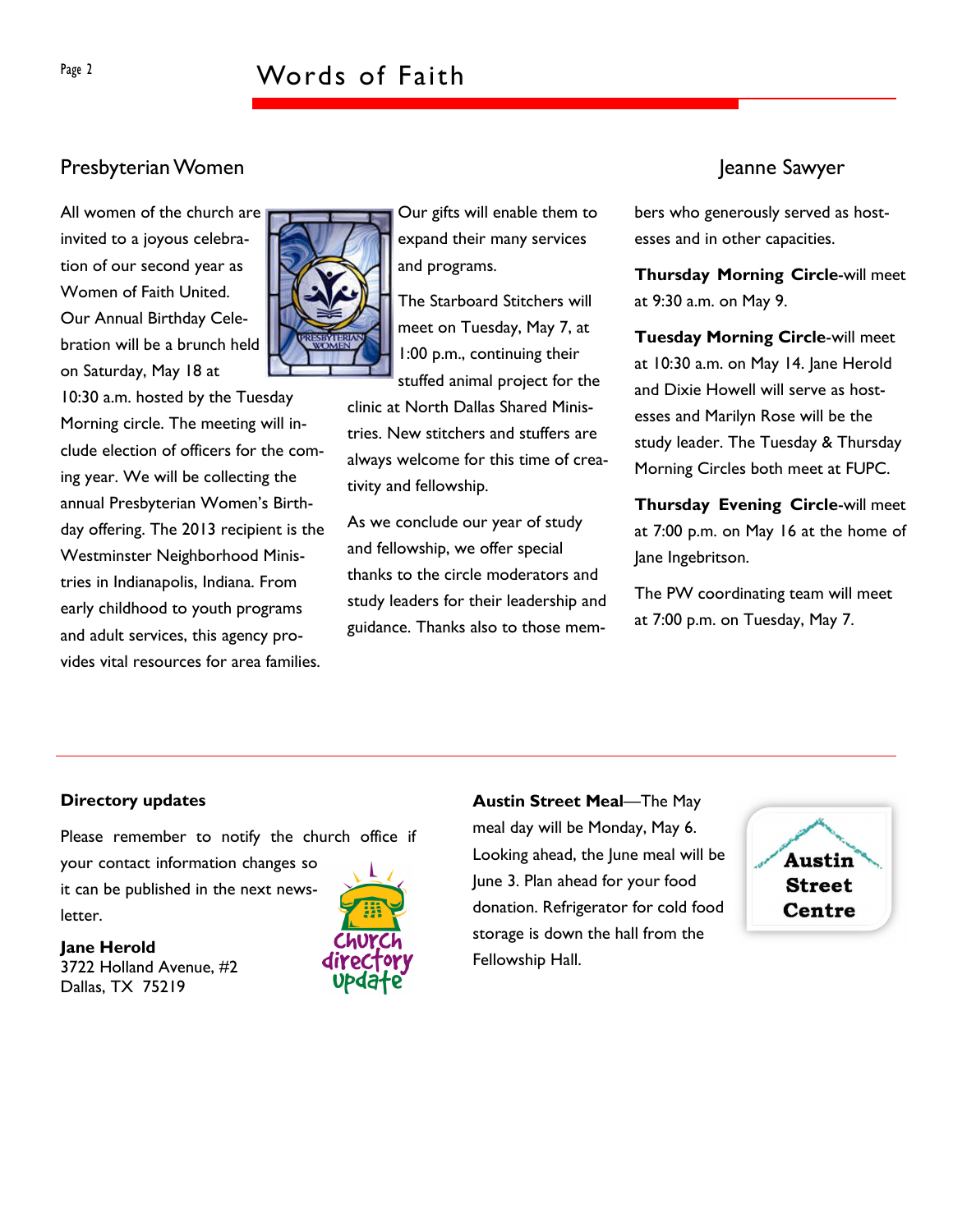## Presbyterian Women

Jeanne Sawyer

All women of the church are invited to a joyous celebration of our second year as Women of Faith United. Our Annual Birthday Celebration will be a brunch held on Saturday, May 18 at 10:30 a.m. hosted by the Tuesday Morning circle. The meeting will include election of officers for the coming year. We will be collecting the annual Presbyterian Women's Birthday offering. The 2013 recipient is the Westminster Neighborhood Ministries in Indianapolis, Indiana. From early childhood to youth programs and adult services, this agency provides vital resources for area families. Our gifts will enable them to expand their many services and programs.

The Starboard Stitchers will meet on Tuesday, May 7, at 1:00 p.m., continuing their stuffed animal project for the clinic at North Dallas Shared Ministries. New stitchers and stuffers are always welcome for this time of creativity and fellowship.

As we conclude our year of study and fellowship, we offer special thanks to the circle moderators and study leaders for their leadership and guidance. Thanks also to those members who generously served as hostesses and in other capacities.

**Thursday Morning Circle**-will meet at 9:30 a.m. on May 9.

**Tuesday Morning Circle**-will meet at 10:30 a.m. on May 14. Jane Herold and Dixie Howell will serve as hostesses and Marilyn Rose will be the study leader. The Tuesday & Thursday Morning Circles both meet at FUPC.

**Thursday Evening Circle**-will meet at 7:00 p.m. on May 16 at the home of Jane Ingebritson.

The PW coordinating team will meet at 7:00 p.m. on Tuesday, May 7.

**Directory updates**

Please remember to notify the church office if your contact information changes so it can be published in the next newsletter.

**Jane Herold**
3722 Holland Avenue, #2
Dallas, TX 75219

**Austin Street Meal**—The May meal day will be Monday, May 6. Looking ahead, the June meal will be June 3. Plan ahead for your food donation. Refrigerator for cold food storage is down the hall from the Fellowship Hall.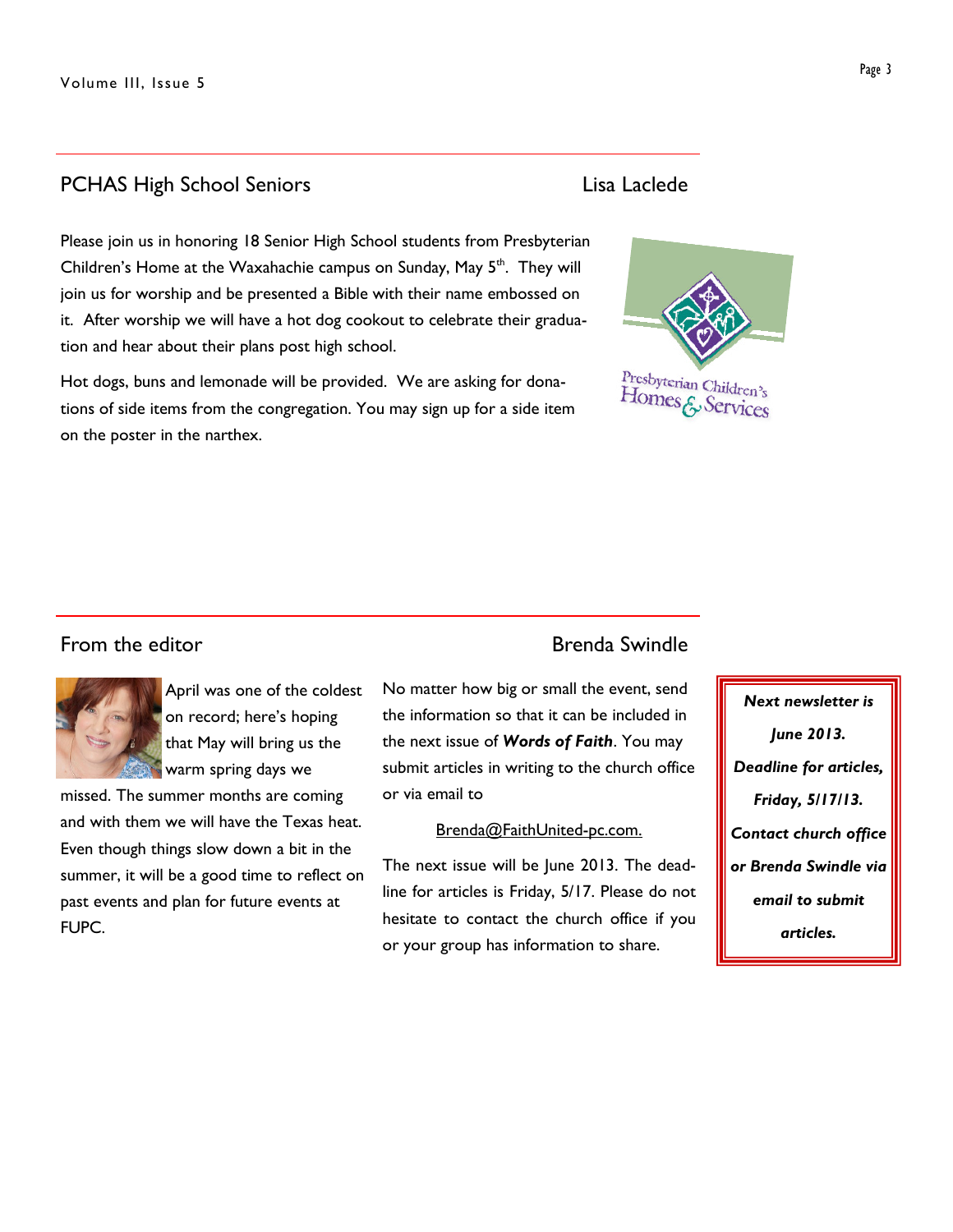## PCHAS High School Seniors

Lisa Laclede

Please join us in honoring 18 Senior High School students from Presbyterian Children's Home at the Waxahachie campus on Sunday, May 5th. They will join us for worship and be presented a Bible with their name embossed on it. After worship we will have a hot dog cookout to celebrate their graduation and hear about their plans post high school.

Hot dogs, buns and lemonade will be provided. We are asking for donations of side items from the congregation. You may sign up for a side item on the poster in the narthex.

## From the editor

Brenda Swindle

April was one of the coldest on record; here's hoping that May will bring us the warm spring days we missed. The summer months are coming and with them we will have the Texas heat. Even though things slow down a bit in the summer, it will be a good time to reflect on past events and plan for future events at FUPC.

No matter how big or small the event, send the information so that it can be included in the next issue of ***Words of Faith***. You may submit articles in writing to the church office or via email to

Brenda@FaithUnited-pc.com.

The next issue will be June 2013. The deadline for articles is Friday, 5/17. Please do not hesitate to contact the church office if you or your group has information to share.

***Next newsletter is June 2013. Deadline for articles, Friday, 5/17/13. Contact church office or Brenda Swindle via email to submit articles.***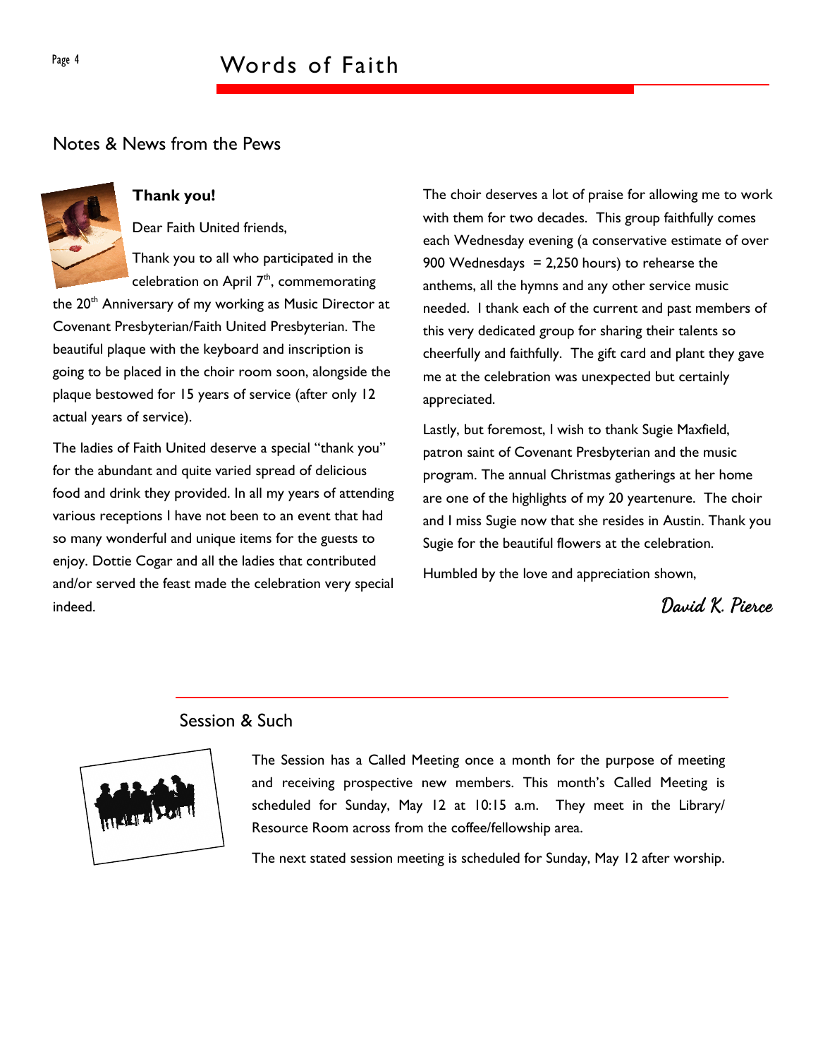## Notes & News from the Pews

**Thank you!**

Dear Faith United friends,

Thank you to all who participated in the celebration on April 7th, commemorating the 20th Anniversary of my working as Music Director at Covenant Presbyterian/Faith United Presbyterian. The beautiful plaque with the keyboard and inscription is going to be placed in the choir room soon, alongside the plaque bestowed for 15 years of service (after only 12 actual years of service).

The ladies of Faith United deserve a special "thank you" for the abundant and quite varied spread of delicious food and drink they provided. In all my years of attending various receptions I have not been to an event that had so many wonderful and unique items for the guests to enjoy. Dottie Cogar and all the ladies that contributed and/or served the feast made the celebration very special indeed.

The choir deserves a lot of praise for allowing me to work with them for two decades. This group faithfully comes each Wednesday evening (a conservative estimate of over 900 Wednesdays = 2,250 hours) to rehearse the anthems, all the hymns and any other service music needed. I thank each of the current and past members of this very dedicated group for sharing their talents so cheerfully and faithfully. The gift card and plant they gave me at the celebration was unexpected but certainly appreciated.

Lastly, but foremost, I wish to thank Sugie Maxfield, patron saint of Covenant Presbyterian and the music program. The annual Christmas gatherings at her home are one of the highlights of my 20 yeartenure. The choir and I miss Sugie now that she resides in Austin. Thank you Sugie for the beautiful flowers at the celebration.

Humbled by the love and appreciation shown,

*David K. Pierce*

## Session & Such

The Session has a Called Meeting once a month for the purpose of meeting and receiving prospective new members. This month's Called Meeting is scheduled for Sunday, May 12 at 10:15 a.m. They meet in the Library/ Resource Room across from the coffee/fellowship area.

The next stated session meeting is scheduled for Sunday, May 12 after worship.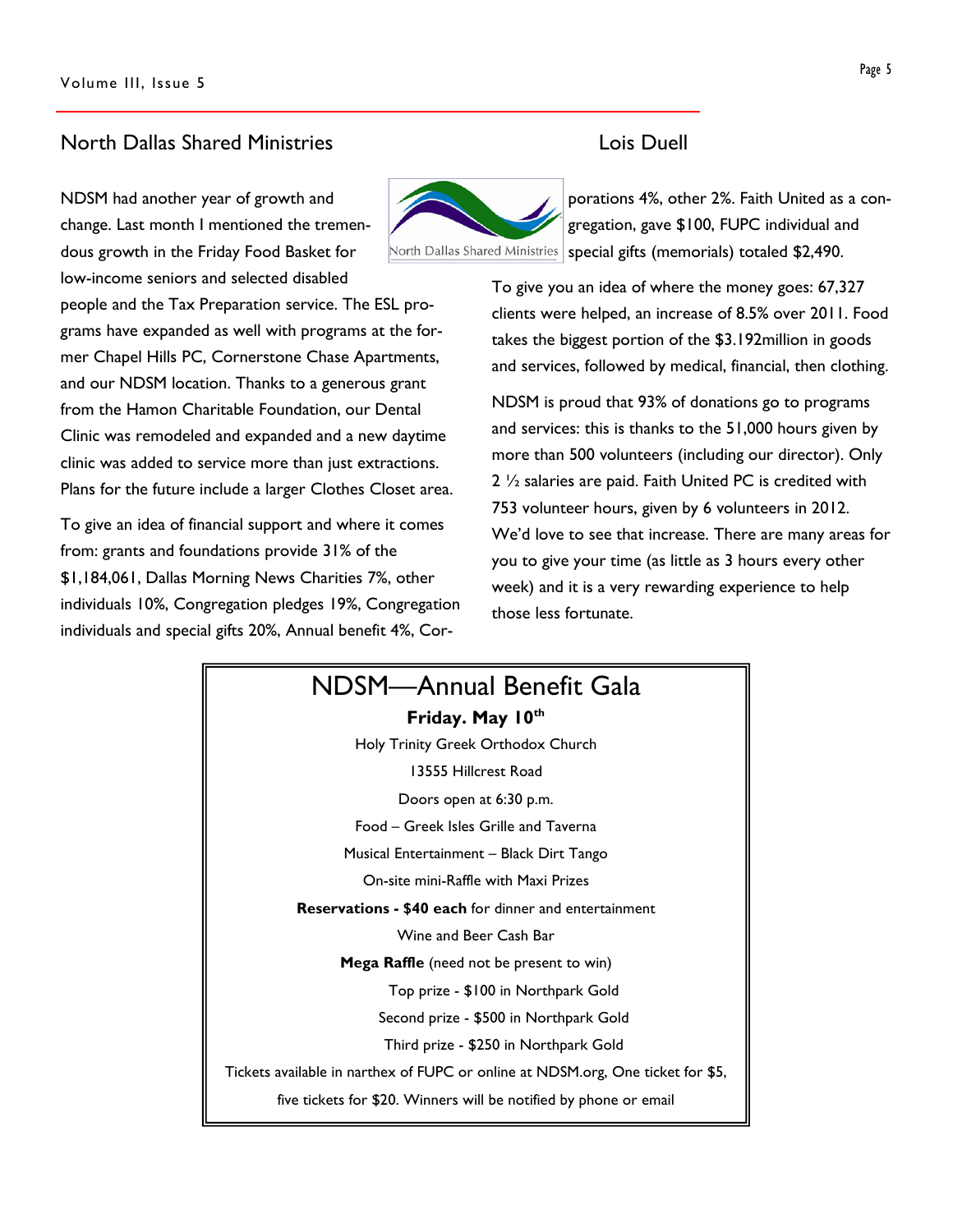## North Dallas Shared Ministries

Lois Duell

NDSM had another year of growth and change. Last month I mentioned the tremendous growth in the Friday Food Basket for low-income seniors and selected disabled people and the Tax Preparation service. The ESL programs have expanded as well with programs at the former Chapel Hills PC, Cornerstone Chase Apartments, and our NDSM location. Thanks to a generous grant from the Hamon Charitable Foundation, our Dental Clinic was remodeled and expanded and a new daytime clinic was added to service more than just extractions. Plans for the future include a larger Clothes Closet area.

To give an idea of financial support and where it comes from: grants and foundations provide 31% of the $1,184,061, Dallas Morning News Charities 7%, other individuals 10%, Congregation pledges 19%, Congregation individuals and special gifts 20%, Annual benefit 4%, Corporations 4%, other 2%. Faith United as a congregation, gave $100, FUPC individual and special gifts (memorials) totaled $2,490.

To give you an idea of where the money goes: 67,327 clients were helped, an increase of 8.5% over 2011. Food takes the biggest portion of the $3.192million in goods and services, followed by medical, financial, then clothing.

NDSM is proud that 93% of donations go to programs and services: this is thanks to the 51,000 hours given by more than 500 volunteers (including our director). Only 2 ½ salaries are paid. Faith United PC is credited with 753 volunteer hours, given by 6 volunteers in 2012. We'd love to see that increase. There are many areas for you to give your time (as little as 3 hours every other week) and it is a very rewarding experience to help those less fortunate.

## NDSM—Annual Benefit Gala

**Friday. May 10th**

Holy Trinity Greek Orthodox Church

13555 Hillcrest Road

Doors open at 6:30 p.m.

Food – Greek Isles Grille and Taverna

Musical Entertainment – Black Dirt Tango

On-site mini-Raffle with Maxi Prizes

**Reservations - $40 each** for dinner and entertainment

Wine and Beer Cash Bar

**Mega Raffle** (need not be present to win)

Top prize - $100 in Northpark Gold

Second prize - $500 in Northpark Gold

Third prize - $250 in Northpark Gold

Tickets available in narthex of FUPC or online at NDSM.org, One ticket for $5, five tickets for $20. Winners will be notified by phone or email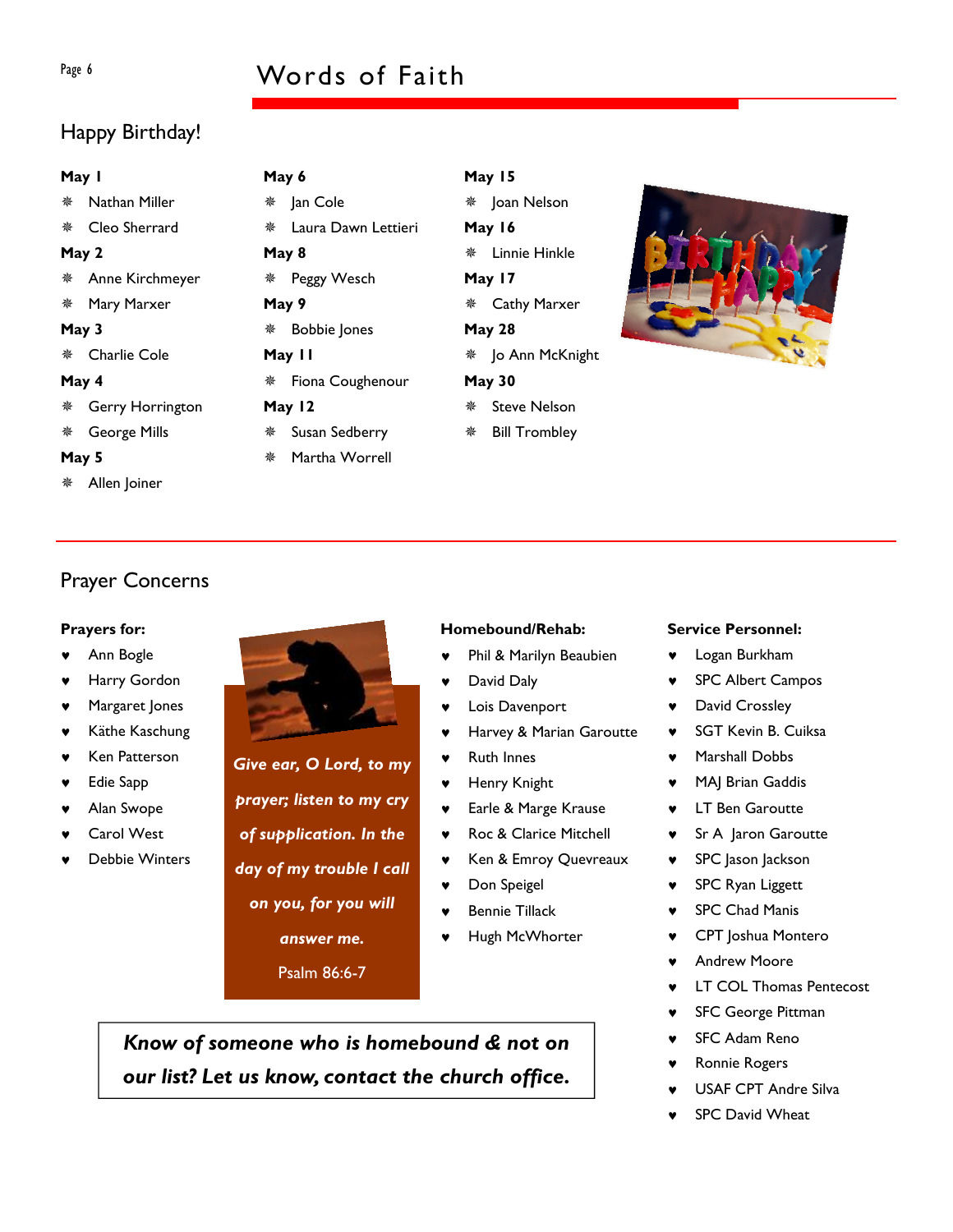# Words of Faith

## Happy Birthday!

**May 1**
- Nathan Miller
- Cleo Sherrard

**May 2**
- Anne Kirchmeyer
- Mary Marxer

**May 3**
- Charlie Cole

**May 4**
- Gerry Horrington
- George Mills

**May 5**
- Allen Joiner

**May 6**
- Jan Cole
- Laura Dawn Lettieri

**May 8**
- Peggy Wesch

**May 9**
- Bobbie Jones

**May 11**
- Fiona Coughenour

**May 12**
- Susan Sedberry
- Martha Worrell

**May 15**
- Joan Nelson

**May 16**
- Linnie Hinkle

**May 17**
- Cathy Marxer

**May 28**
- Jo Ann McKnight

**May 30**
- Steve Nelson
- Bill Trombley

## Prayer Concerns

**Prayers for:**
- Ann Bogle
- Harry Gordon
- Margaret Jones
- Käthe Kaschung
- Ken Patterson
- Edie Sapp
- Alan Swope
- Carol West
- Debbie Winters

***Give ear, O Lord, to my prayer; listen to my cry of supplication. In the day of my trouble I call on you, for you will answer me.***

Psalm 86:6-7

**Homebound/Rehab:**
- Phil & Marilyn Beaubien
- David Daly
- Lois Davenport
- Harvey & Marian Garoutte
- Ruth Innes
- Henry Knight
- Earle & Marge Krause
- Roc & Clarice Mitchell
- Ken & Emroy Quevreaux
- Don Speigel
- Bennie Tillack
- Hugh McWhorter

***Know of someone who is homebound & not on our list? Let us know, contact the church office.***

**Service Personnel:**
- Logan Burkham
- SPC Albert Campos
- David Crossley
- SGT Kevin B. Cuiksa
- Marshall Dobbs
- MAJ Brian Gaddis
- LT Ben Garoutte
- Sr A Jaron Garoutte
- SPC Jason Jackson
- SPC Ryan Liggett
- SPC Chad Manis
- CPT Joshua Montero
- Andrew Moore
- LT COL Thomas Pentecost
- SFC George Pittman
- SFC Adam Reno
- Ronnie Rogers
- USAF CPT Andre Silva
- SPC David Wheat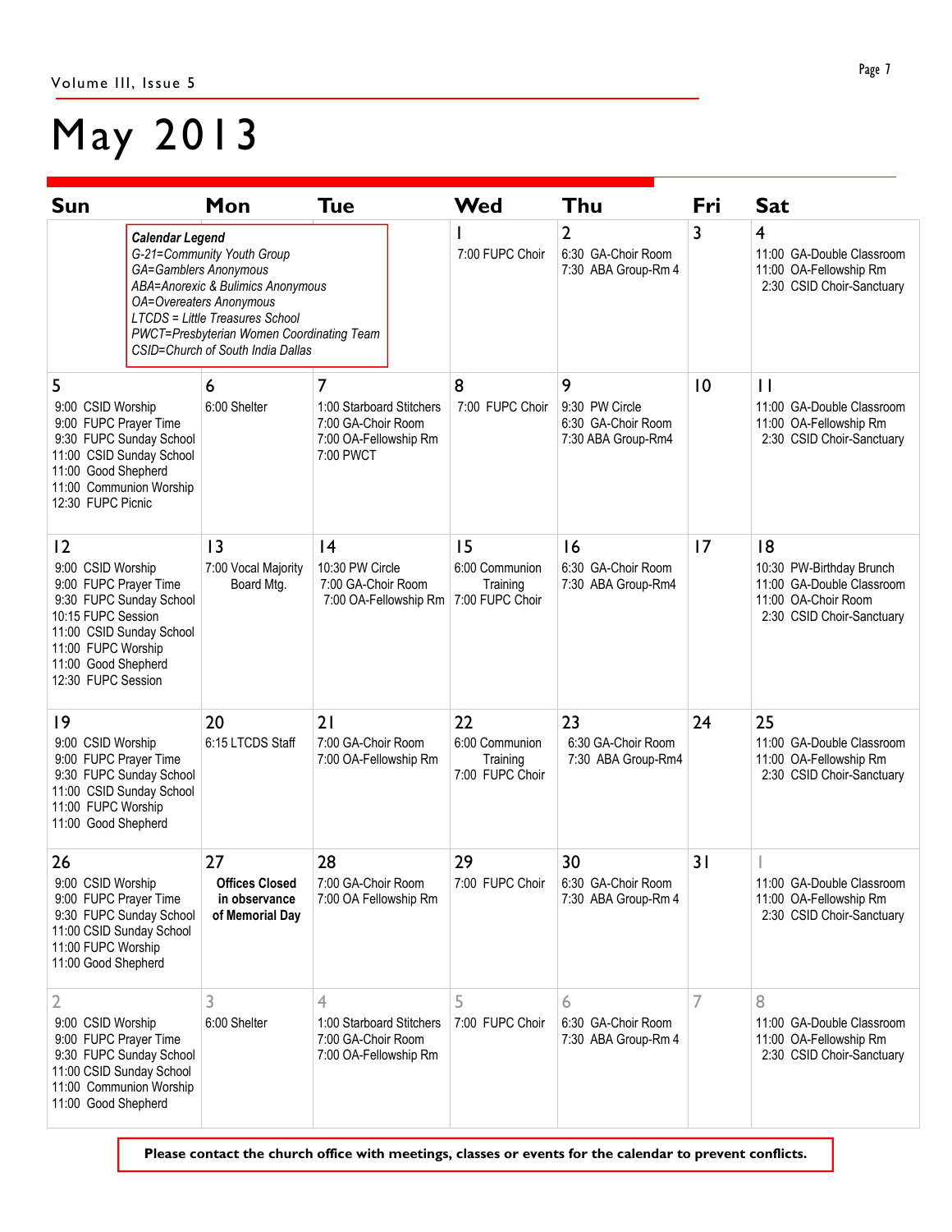# May 2013

| Sun | Mon | Tue | Wed | Thu | Fri | Sat |
|---|---|---|---|---|---|---|
| ***Calendar Legend***<br>*G-21=Community Youth Group*<br>*GA=Gamblers Anonymous*<br>*ABA=Anorexic & Bulimics Anonymous*<br>*OA=Overeaters Anonymous*<br>*LTCDS = Little Treasures School*<br>*PWCT=Presbyterian Women Coordinating Team*<br>*CSID=Church of South India Dallas* | | | 1<br>7:00 FUPC Choir | 2<br>6:30 GA-Choir Room<br>7:30 ABA Group-Rm 4 | 3 | 4<br>11:00 GA-Double Classroom<br>11:00 OA-Fellowship Rm<br>2:30 CSID Choir-Sanctuary |
| 5<br>9:00 CSID Worship<br>9:00 FUPC Prayer Time<br>9:30 FUPC Sunday School<br>11:00 CSID Sunday School<br>11:00 Good Shepherd<br>11:00 Communion Worship<br>12:30 FUPC Picnic | 6<br>6:00 Shelter | 7<br>1:00 Starboard Stitchers<br>7:00 GA-Choir Room<br>7:00 OA-Fellowship Rm<br>7:00 PWCT | 8<br>7:00 FUPC Choir | 9<br>9:30 PW Circle<br>6:30 GA-Choir Room<br>7:30 ABA Group-Rm4 | 10 | 11<br>11:00 GA-Double Classroom<br>11:00 OA-Fellowship Rm<br>2:30 CSID Choir-Sanctuary |
| 12<br>9:00 CSID Worship<br>9:00 FUPC Prayer Time<br>9:30 FUPC Sunday School<br>10:15 FUPC Session<br>11:00 CSID Sunday School<br>11:00 FUPC Worship<br>11:00 Good Shepherd<br>12:30 FUPC Session | 13<br>7:00 Vocal Majority Board Mtg. | 14<br>10:30 PW Circle<br>7:00 GA-Choir Room<br>7:00 OA-Fellowship Rm | 15<br>6:00 Communion Training<br>7:00 FUPC Choir | 16<br>6:30 GA-Choir Room<br>7:30 ABA Group-Rm4 | 17 | 18<br>10:30 PW-Birthday Brunch<br>11:00 GA-Double Classroom<br>11:00 OA-Choir Room<br>2:30 CSID Choir-Sanctuary |
| 19<br>9:00 CSID Worship<br>9:00 FUPC Prayer Time<br>9:30 FUPC Sunday School<br>11:00 CSID Sunday School<br>11:00 FUPC Worship<br>11:00 Good Shepherd | 20<br>6:15 LTCDS Staff | 21<br>7:00 GA-Choir Room<br>7:00 OA-Fellowship Rm | 22<br>6:00 Communion Training<br>7:00 FUPC Choir | 23<br>6:30 GA-Choir Room<br>7:30 ABA Group-Rm4 | 24 | 25<br>11:00 GA-Double Classroom<br>11:00 OA-Fellowship Rm<br>2:30 CSID Choir-Sanctuary |
| 26<br>9:00 CSID Worship<br>9:00 FUPC Prayer Time<br>9:30 FUPC Sunday School<br>11:00 CSID Sunday School<br>11:00 FUPC Worship<br>11:00 Good Shepherd | 27<br>**Offices Closed in observance of Memorial Day** | 28<br>7:00 GA-Choir Room<br>7:00 OA Fellowship Rm | 29<br>7:00 FUPC Choir | 30<br>6:30 GA-Choir Room<br>7:30 ABA Group-Rm 4 | 31 | 1<br>11:00 GA-Double Classroom<br>11:00 OA-Fellowship Rm<br>2:30 CSID Choir-Sanctuary |
| 2<br>9:00 CSID Worship<br>9:00 FUPC Prayer Time<br>9:30 FUPC Sunday School<br>11:00 CSID Sunday School<br>11:00 Communion Worship<br>11:00 Good Shepherd | 3<br>6:00 Shelter | 4<br>1:00 Starboard Stitchers<br>7:00 GA-Choir Room<br>7:00 OA-Fellowship Rm | 5<br>7:00 FUPC Choir | 6<br>6:30 GA-Choir Room<br>7:30 ABA Group-Rm 4 | 7 | 8<br>11:00 GA-Double Classroom<br>11:00 OA-Fellowship Rm<br>2:30 CSID Choir-Sanctuary |

**Please contact the church office with meetings, classes or events for the calendar to prevent conflicts.**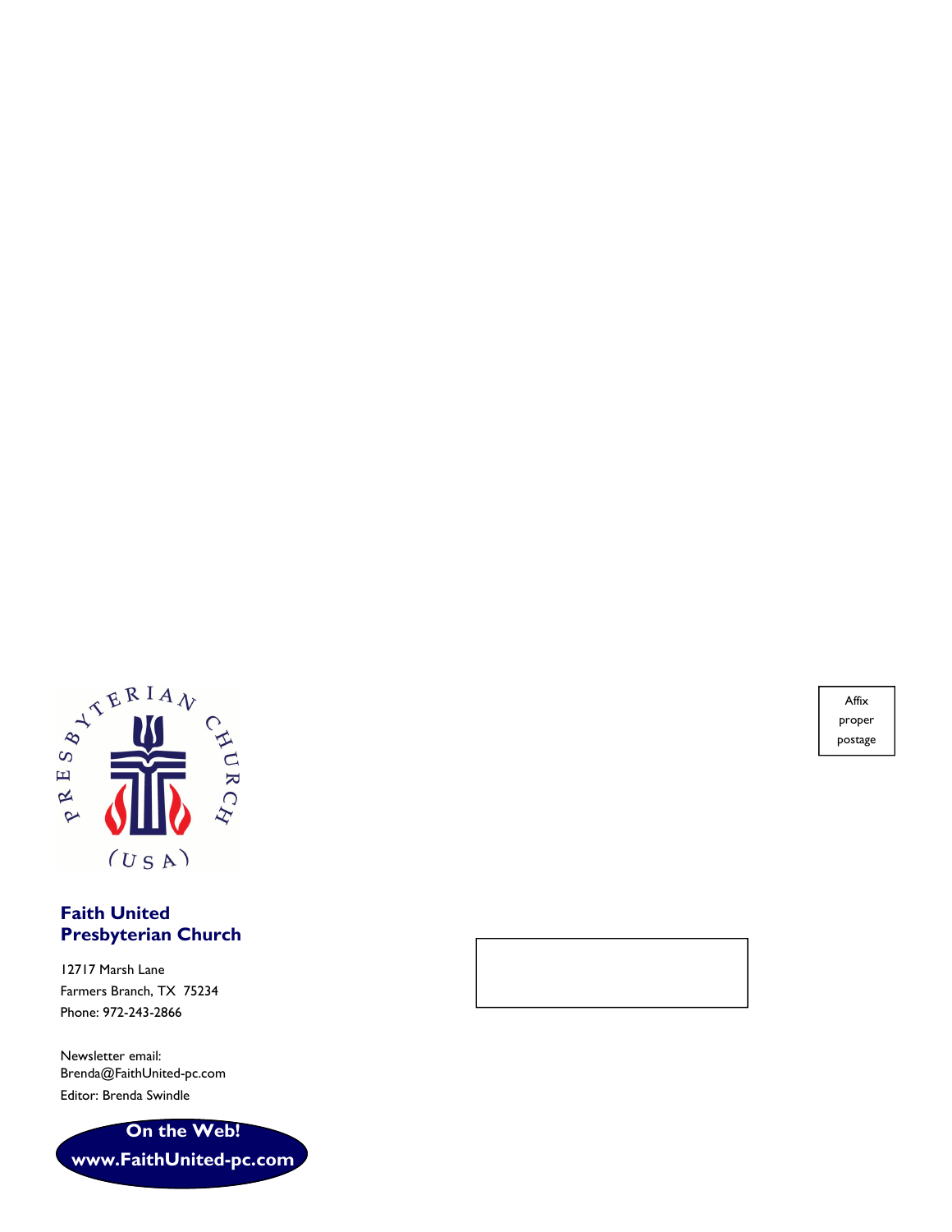Affix
proper
postage

**Faith United**
**Presbyterian Church**

12717 Marsh Lane
Farmers Branch, TX  75234
Phone: 972-243-2866

Newsletter email:
Brenda@FaithUnited-pc.com
Editor: Brenda Swindle

**On the Web!**
**www.FaithUnited-pc.com**